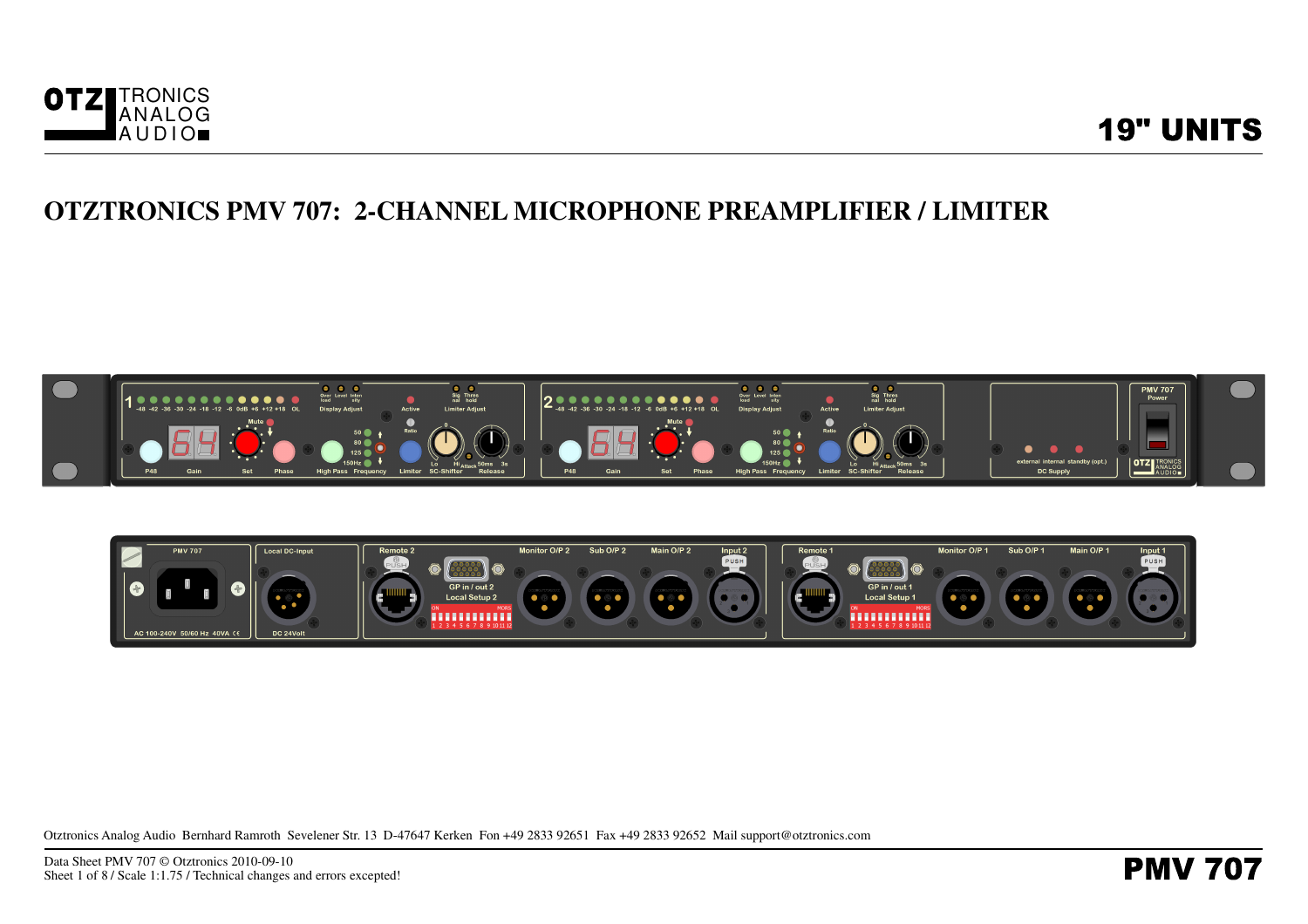OTZ TRONICS ANALOG AUDIO

19" UNITS

# OTZTRONICS PMV 707: 2-CHANNEL MICROPHONE PREAMPLIFIER / LIMITER

Otztronics Analog Audio Bernhard Ramroth Sevelener Str. 13 D-47647 Kerken Fon +49 2833 92651 Fax +49 2833 92652 Mail support@otztronics.com

Data Sheet PMV 707 © Otztronics 2010-09-10
Sheet 1 of 8 / Scale 1:1.75 / Technical changes and errors excepted!

PMV 707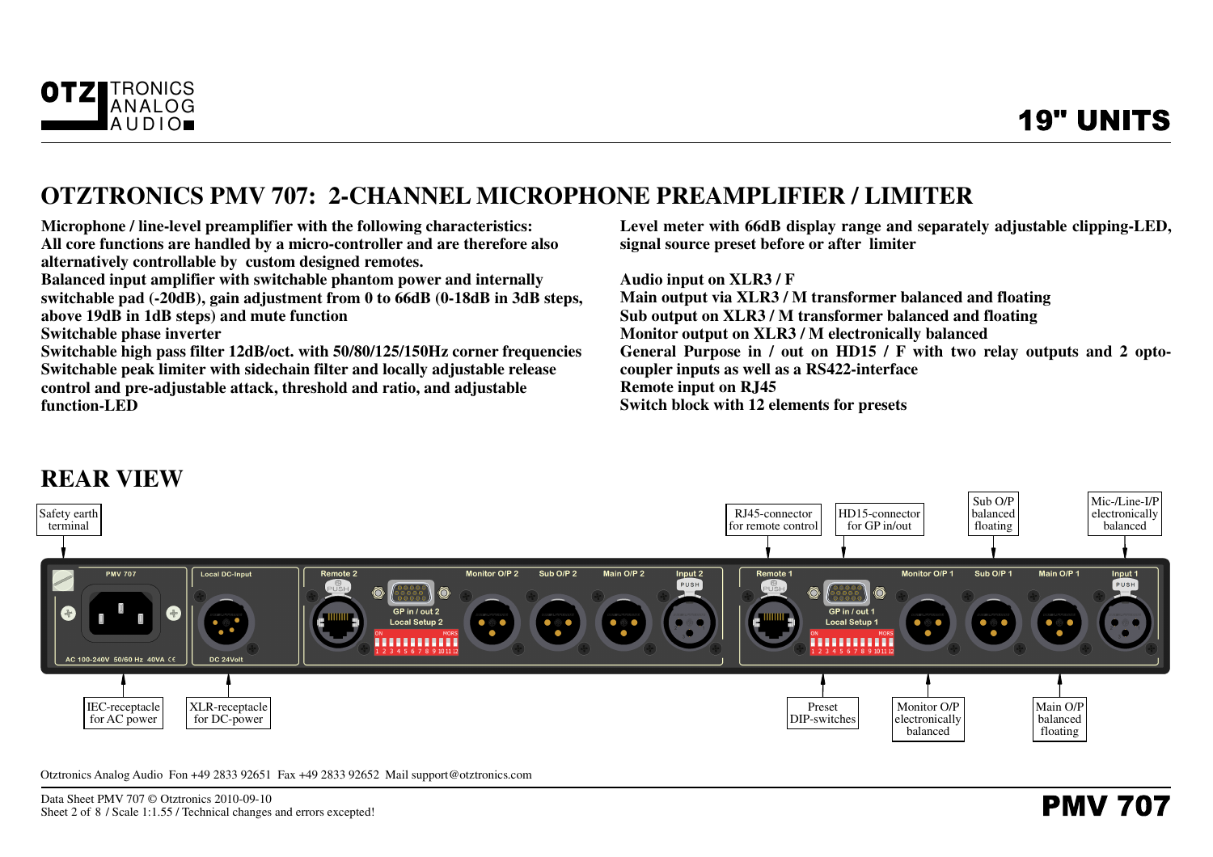# OTZTRONICS PMV 707: 2-CHANNEL MICROPHONE PREAMPLIFIER / LIMITER

**Microphone / line-level preamplifier with the following characteristics:**
**All core functions are handled by a micro-controller and are therefore also alternatively controllable by custom designed remotes.**
**Balanced input amplifier with switchable phantom power and internally switchable pad (-20dB), gain adjustment from 0 to 66dB (0-18dB in 3dB steps, above 19dB in 1dB steps) and mute function**
**Switchable phase inverter**
**Switchable high pass filter 12dB/oct. with 50/80/125/150Hz corner frequencies**
**Switchable peak limiter with sidechain filter and locally adjustable release control and pre-adjustable attack, threshold and ratio, and adjustable function-LED**

**Level meter with 66dB display range and separately adjustable clipping-LED, signal source preset before or after limiter**

**Audio input on XLR3 / F**
**Main output via XLR3 / M transformer balanced and floating**
**Sub output on XLR3 / M transformer balanced and floating**
**Monitor output on XLR3 / M electronically balanced**
**General Purpose in / out on HD15 / F with two relay outputs and 2 opto-coupler inputs as well as a RS422-interface**
**Remote input on RJ45**
**Switch block with 12 elements for presets**

## REAR VIEW

Safety earth terminal

RJ45-connector for remote control

HD15-connector for GP in/out

Sub O/P balanced floating

Mic-/Line-I/P electronically balanced

PMV 707

AC 100-240V 50/60 Hz 40VA

Local DC-Input

DC 24Volt

Remote 2

GP in / out 2

Local Setup 2

Monitor O/P 2

Sub O/P 2

Main O/P 2

Input 2

Remote 1

GP in / out 1

Local Setup 1

Monitor O/P 1

Sub O/P 1

Main O/P 1

Input 1

IEC-receptacle for AC power

XLR-receptacle for DC-power

Preset DIP-switches

Monitor O/P electronically balanced

Main O/P balanced floating

Otztronics Analog Audio Fon +49 2833 92651 Fax +49 2833 92652 Mail support@otztronics.com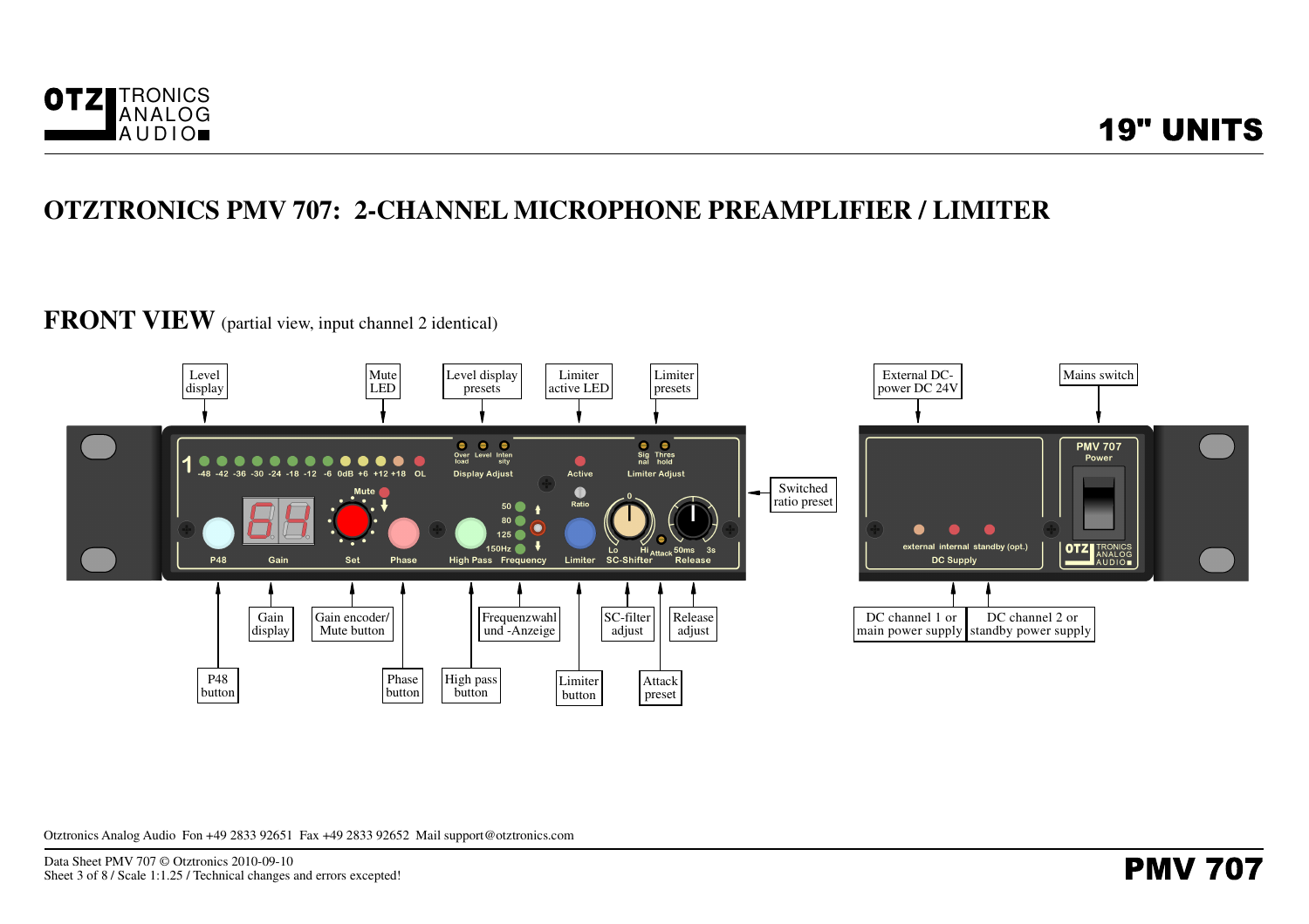# OTZTRONICS PMV 707: 2-CHANNEL MICROPHONE PREAMPLIFIER / LIMITER

## FRONT VIEW (partial view, input channel 2 identical)

Level display

Mute LED

Level display presets

Limiter active LED

Limiter presets

External DC-power DC 24V

Mains switch

Switched ratio preset

P48 button

Gain display

Gain encoder/ Mute button

Phase button

High pass button

Frequenzwahl und -Anzeige

Limiter button

SC-filter adjust

Attack preset

Release adjust

DC channel 1 or main power supply

DC channel 2 or standby power supply

1 -48 -42 -36 -30 -24 -18 -12 -6 0dB +6 +12 +18 OL

Over load Level Inten sity Display Adjust

Active

Sig nal Thres hold Limiter Adjust

Mute

Ratio

50 80 125 150Hz

P48 Gain Set Phase High Pass Frequency Limiter Lo Hi SC-Shifter Attack 50ms 3s Release

external internal standby (opt.) DC Supply

PMV 707 Power

Otztronics Analog Audio Fon +49 2833 92651 Fax +49 2833 92652 Mail support@otztronics.com

Data Sheet PMV 707 © Otztronics 2010-09-10
Sheet 3 of 8 / Scale 1:1.25 / Technical changes and errors excepted!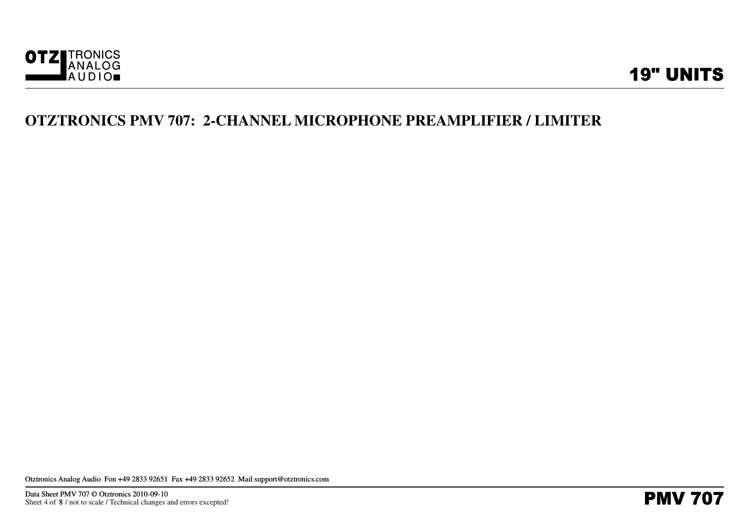# OTZTRONICS PMV 707: 2-CHANNEL MICROPHONE PREAMPLIFIER / LIMITER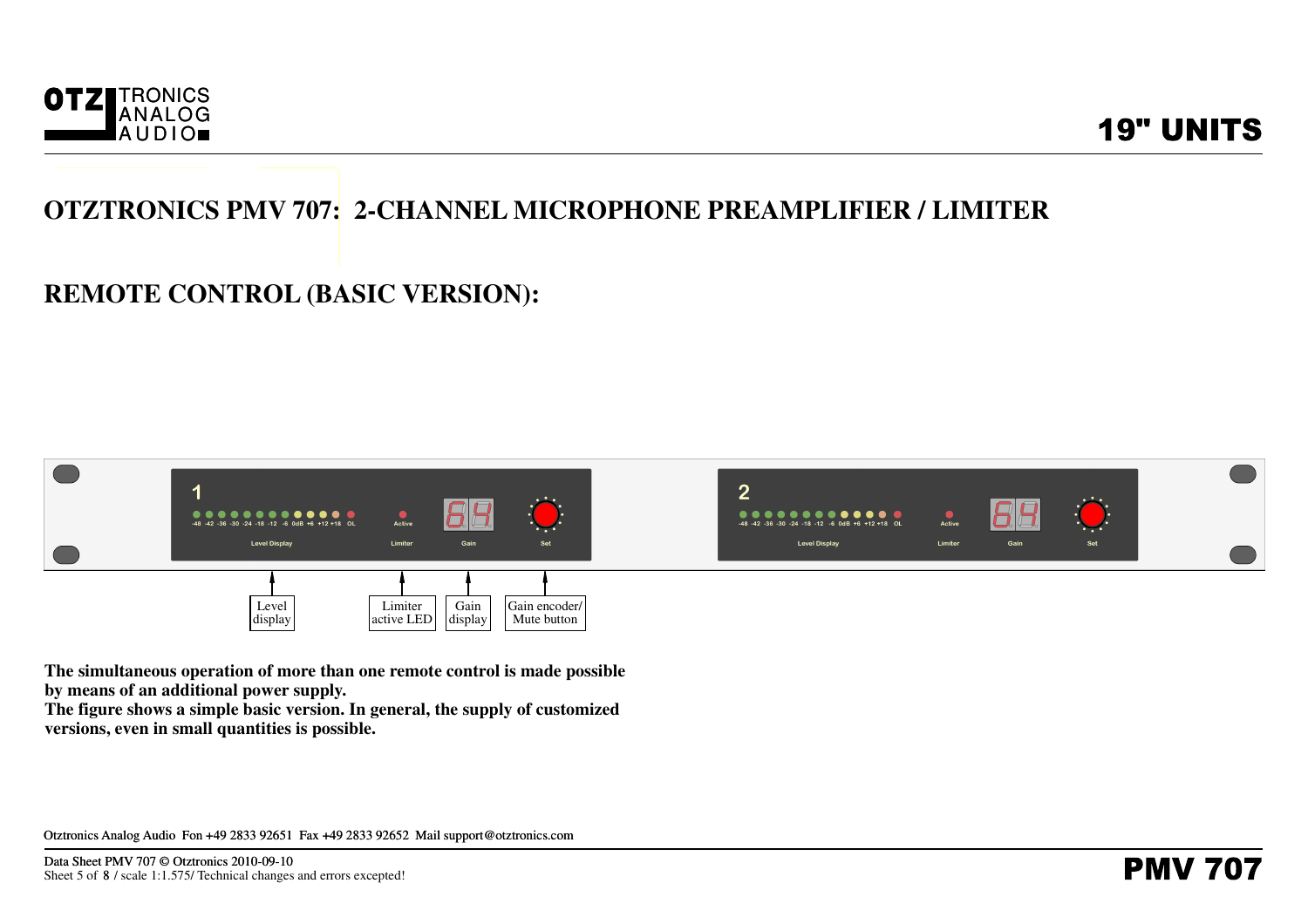# OTZTRONICS PMV 707: 2-CHANNEL MICROPHONE PREAMPLIFIER / LIMITER

## REMOTE CONTROL (BASIC VERSION):

Level display

Limiter active LED

Gain display

Gain encoder/ Mute button

**The simultaneous operation of more than one remote control is made possible by means of an additional power supply.**
**The figure shows a simple basic version. In general, the supply of customized versions, even in small quantities is possible.**

Otztronics Analog Audio Fon +49 2833 92651 Fax +49 2833 92652 Mail support@otztronics.com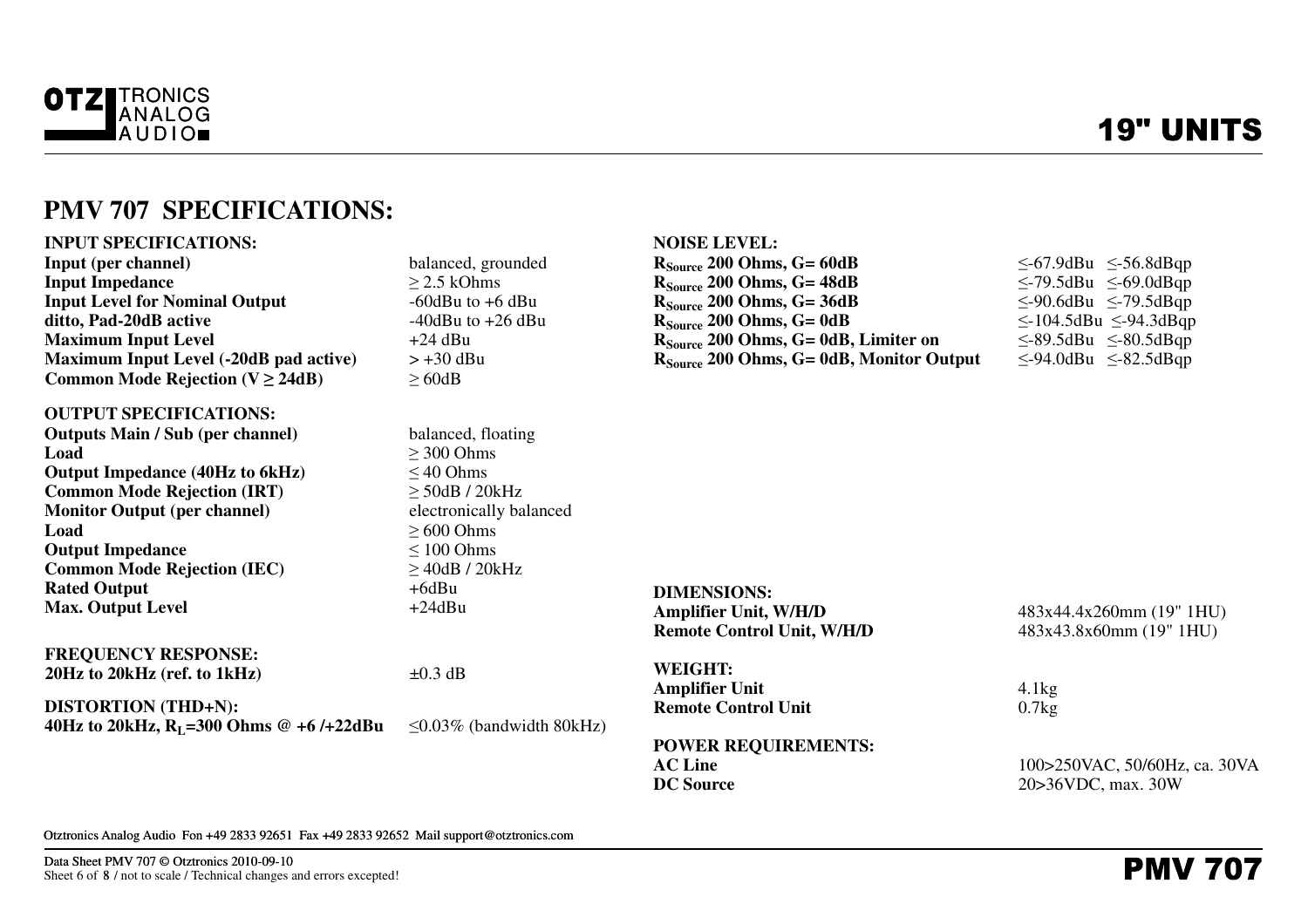## PMV 707 SPECIFICATIONS:

**INPUT SPECIFICATIONS:**

| | |
|---|---|
| **Input (per channel)** | balanced, grounded |
| **Input Impedance** | ≥ 2.5 kOhms |
| **Input Level for Nominal Output** | -60dBu to +6 dBu |
| **ditto, Pad-20dB active** | -40dBu to +26 dBu |
| **Maximum Input Level** | +24 dBu |
| **Maximum Input Level (-20dB pad active)** | > +30 dBu |
| **Common Mode Rejection (V ≥ 24dB)** | ≥ 60dB |

**OUTPUT SPECIFICATIONS:**

| | |
|---|---|
| **Outputs Main / Sub (per channel)** | balanced, floating |
| **Load** | ≥ 300 Ohms |
| **Output Impedance (40Hz to 6kHz)** | ≤ 40 Ohms |
| **Common Mode Rejection (IRT)** | ≥ 50dB / 20kHz |
| **Monitor Output (per channel)** | electronically balanced |
| **Load** | ≥ 600 Ohms |
| **Output Impedance** | ≤ 100 Ohms |
| **Common Mode Rejection (IEC)** | ≥ 40dB / 20kHz |
| **Rated Output** | +6dBu |
| **Max. Output Level** | +24dBu |

**FREQUENCY RESPONSE:**

| | |
|---|---|
| **20Hz to 20kHz (ref. to 1kHz)** | ±0.3 dB |

**DISTORTION (THD+N):**

| | |
|---|---|
| **40Hz to 20kHz, $R_L$=300 Ohms @ +6 /+22dBu** | ≤0.03% (bandwidth 80kHz) |

**NOISE LEVEL:**

| | | |
|---|---|---|
| **$R_{Source}$ 200 Ohms, G= 60dB** | ≤-67.9dBu | ≤-56.8dBqp |
| **$R_{Source}$ 200 Ohms, G= 48dB** | ≤-79.5dBu | ≤-69.0dBqp |
| **$R_{Source}$ 200 Ohms, G= 36dB** | ≤-90.6dBu | ≤-79.5dBqp |
| **$R_{Source}$ 200 Ohms, G= 0dB** | ≤-104.5dBu | ≤-94.3dBqp |
| **$R_{Source}$ 200 Ohms, G= 0dB, Limiter on** | ≤-89.5dBu | ≤-80.5dBqp |
| **$R_{Source}$ 200 Ohms, G= 0dB, Monitor Output** | ≤-94.0dBu | ≤-82.5dBqp |

**DIMENSIONS:**

| | |
|---|---|
| **Amplifier Unit, W/H/D** | 483x44.4x260mm (19" 1HU) |
| **Remote Control Unit, W/H/D** | 483x43.8x60mm (19" 1HU) |

**WEIGHT:**

| | |
|---|---|
| **Amplifier Unit** | 4.1kg |
| **Remote Control Unit** | 0.7kg |

**POWER REQUIREMENTS:**

| | |
|---|---|
| **AC Line** | 100>250VAC, 50/60Hz, ca. 30VA |
| **DC Source** | 20>36VDC, max. 30W |

Otztronics Analog Audio Fon +49 2833 92651 Fax +49 2833 92652 Mail support@otztronics.com

Data Sheet PMV 707 © Otztronics 2010-09-10
Sheet 6 of 8 / not to scale / Technical changes and errors excepted!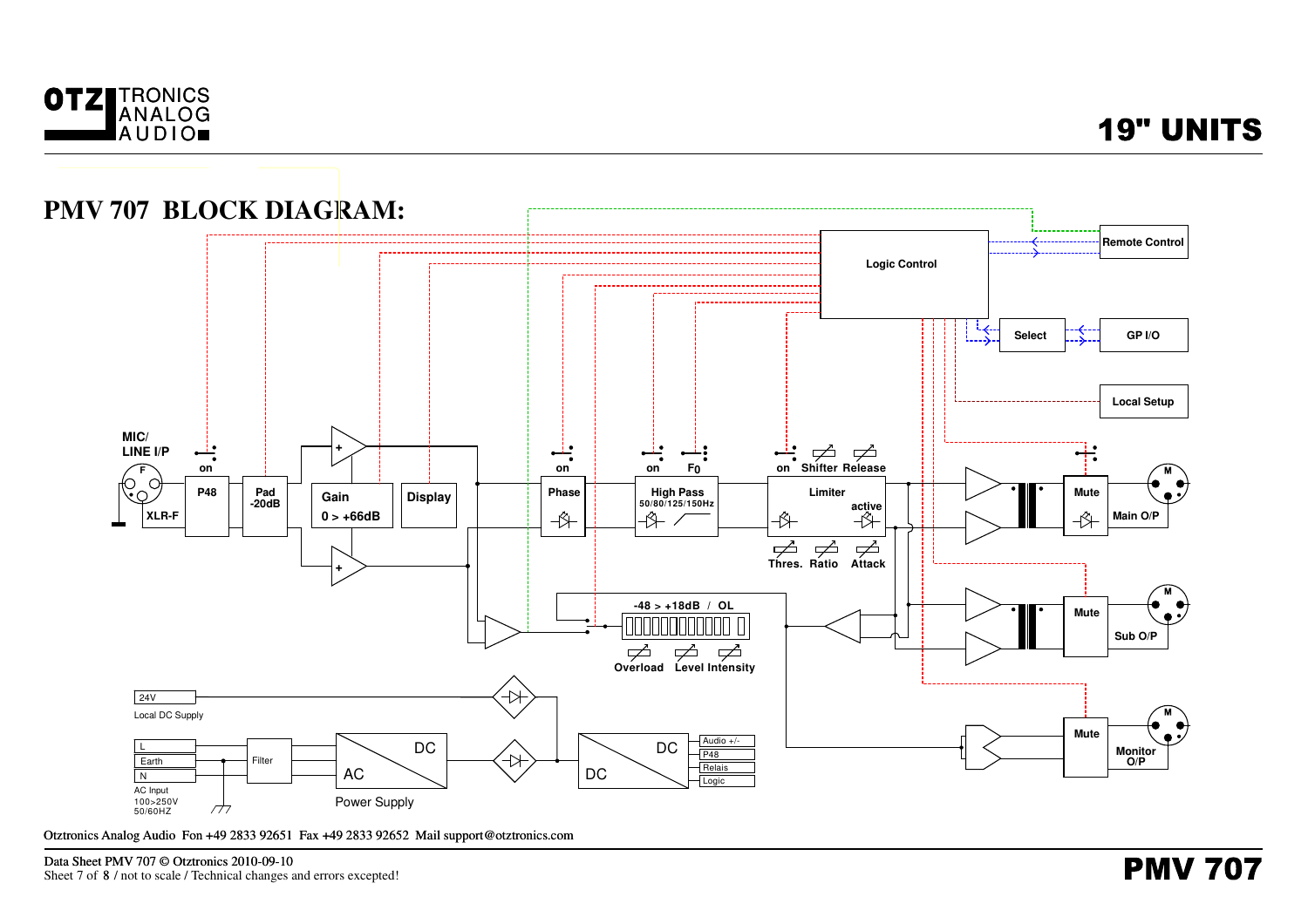# PMV 707 BLOCK DIAGRAM:

Logic Control

Remote Control

Select

GP I/O

Local Setup

MIC/
LINE I/P

F

XLR-F

on

P48

Pad
-20dB

Gain
0 > +66dB

Display

on

Phase

on F0

High Pass
50/80/125/150Hz

on Shifter Release

Limiter
active

Thres. Ratio Attack

Mute

M

Main O/P

Mute

M

Sub O/P

-48 > +18dB / OL

Overload Level Intensity

Mute

M

Monitor
O/P

24V

Local DC Supply

L
Earth
N

AC Input
100>250V
50/60HZ

Filter

DC
AC

Power Supply

DC
DC

Audio +/-
P48
Relais
Logic

Otztronics Analog Audio Fon +49 2833 92651 Fax +49 2833 92652 Mail support@otztronics.com

Data Sheet PMV 707 © Otztronics 2010-09-10
Sheet 7 of 8 / not to scale / Technical changes and errors excepted!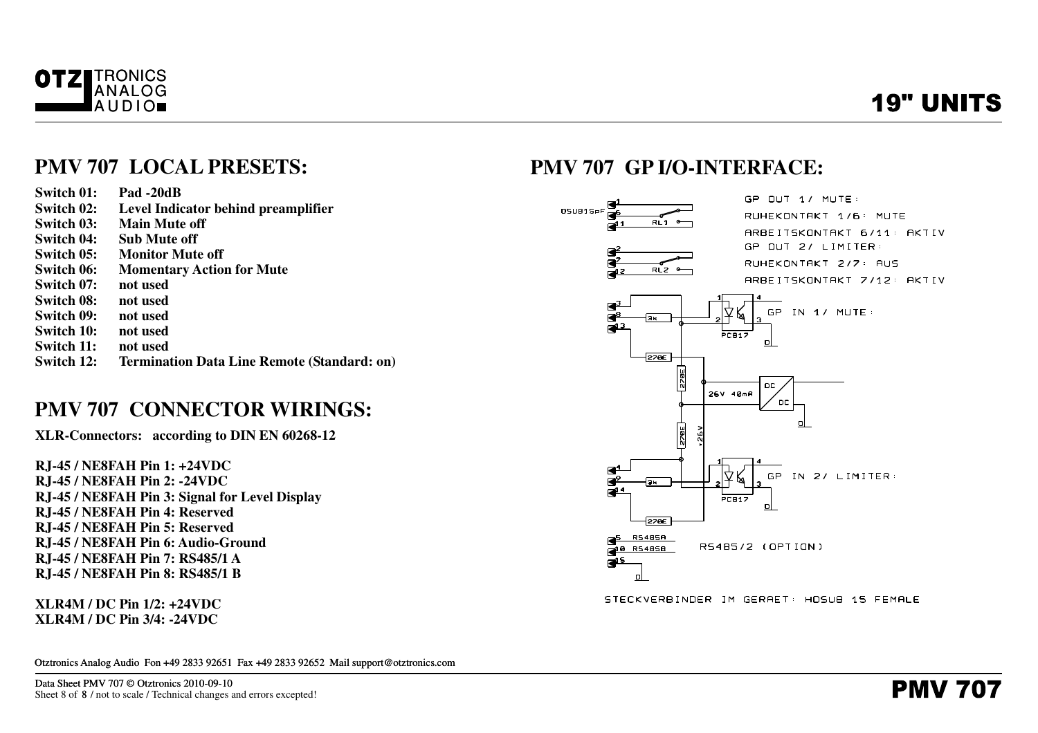**19" UNITS**

## PMV 707 LOCAL PRESETS:

**Switch 01:** Pad -20dB
**Switch 02:** Level Indicator behind preamplifier
**Switch 03:** Main Mute off
**Switch 04:** Sub Mute off
**Switch 05:** Monitor Mute off
**Switch 06:** Momentary Action for Mute
**Switch 07:** not used
**Switch 08:** not used
**Switch 09:** not used
**Switch 10:** not used
**Switch 11:** not used
**Switch 12:** Termination Data Line Remote (Standard: on)

## PMV 707 CONNECTOR WIRINGS:

**XLR-Connectors: according to DIN EN 60268-12**

**RJ-45 / NE8FAH Pin 1: +24VDC**
**RJ-45 / NE8FAH Pin 2: -24VDC**
**RJ-45 / NE8FAH Pin 3: Signal for Level Display**
**RJ-45 / NE8FAH Pin 4: Reserved**
**RJ-45 / NE8FAH Pin 5: Reserved**
**RJ-45 / NE8FAH Pin 6: Audio-Ground**
**RJ-45 / NE8FAH Pin 7: RS485/1 A**
**RJ-45 / NE8FAH Pin 8: RS485/1 B**

**XLR4M / DC Pin 1/2: +24VDC**
**XLR4M / DC Pin 3/4: -24VDC**

## PMV 707 GP I/O-INTERFACE:

DSUB15pF
1
6
11
RL1
2
7
12
RL2

GP OUT 1/ MUTE:
RUHEKONTAKT 1/6: MUTE
ARBEITSKONTAKT 6/11: AKTIV
GP OUT 2/ LIMITER:
RUHEKONTAKT 2/7: AUS
ARBEITSKONTAKT 7/12: AKTIV

3
8
13
3k
270E
PC817
GP IN 1/ MUTE:

270E
26V 40mA
DC
DC
270E
+26V

4
9
14
3k
270E
PC817
GP IN 2/ LIMITER:

5 RS485A
10 RS485B
15
RS485/2 (OPTION)

STECKVERBINDER IM GERAET: HDSUB 15 FEMALE

Otztronics Analog Audio Fon +49 2833 92651 Fax +49 2833 92652 Mail support@otztronics.com

Data Sheet PMV 707 © Otztronics 2010-09-10
Sheet 8 of 8 / not to scale / Technical changes and errors excepted!

**PMV 707**